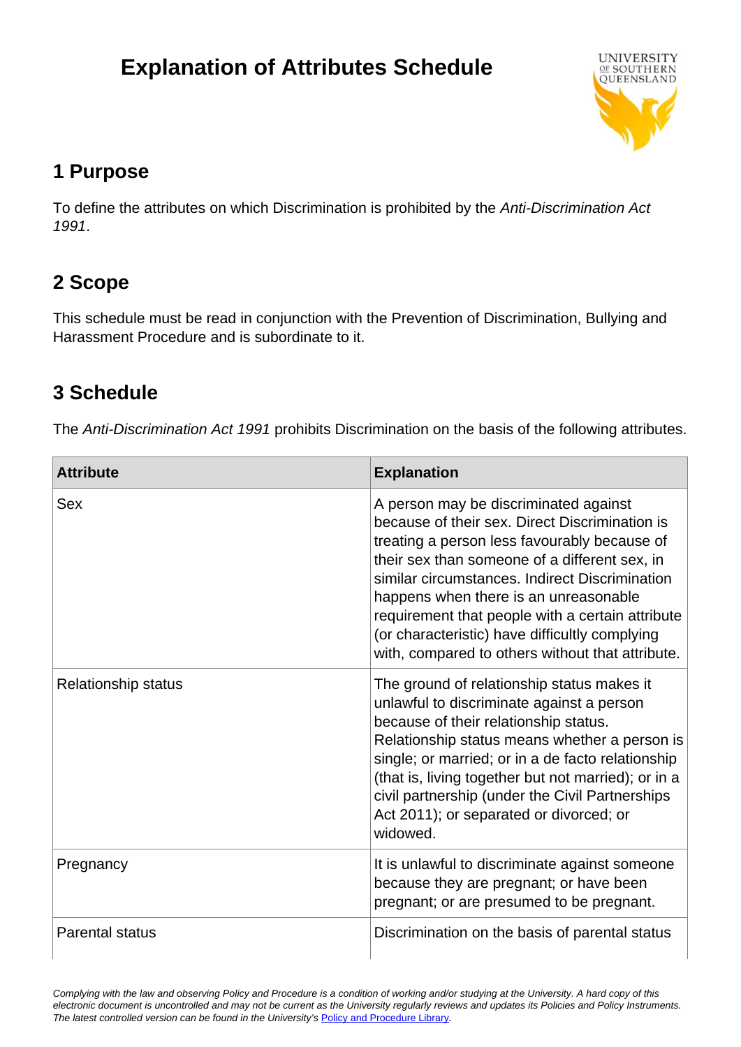# Explanation of Attributes Schedule

## 1 Purpose

To define the attributes on which Discrimination is prohibited by the *Anti-Discrimination Act 1991*.

## 2 Scope

This schedule must be read in conjunction with the Prevention of Discrimination, Bullying and Harassment Procedure and is subordinate to it.

## 3 Schedule

The *Anti-Discrimination Act 1991* prohibits Discrimination on the basis of the following attributes.

| Attribute | Explanation |
|---|---|
| Sex | A person may be discriminated against because of their sex. Direct Discrimination is treating a person less favourably because of their sex than someone of a different sex, in similar circumstances. Indirect Discrimination happens when there is an unreasonable requirement that people with a certain attribute (or characteristic) have difficultly complying with, compared to others without that attribute. |
| Relationship status | The ground of relationship status makes it unlawful to discriminate against a person because of their relationship status. Relationship status means whether a person is single; or married; or in a de facto relationship (that is, living together but not married); or in a civil partnership (under the Civil Partnerships Act 2011); or separated or divorced; or widowed. |
| Pregnancy | It is unlawful to discriminate against someone because they are pregnant; or have been pregnant; or are presumed to be pregnant. |
| Parental status | Discrimination on the basis of parental status |

*Complying with the law and observing Policy and Procedure is a condition of working and/or studying at the University. A hard copy of this electronic document is uncontrolled and may not be current as the University regularly reviews and updates its Policies and Policy Instruments. The latest controlled version can be found in the University's* [Policy and Procedure Library](#).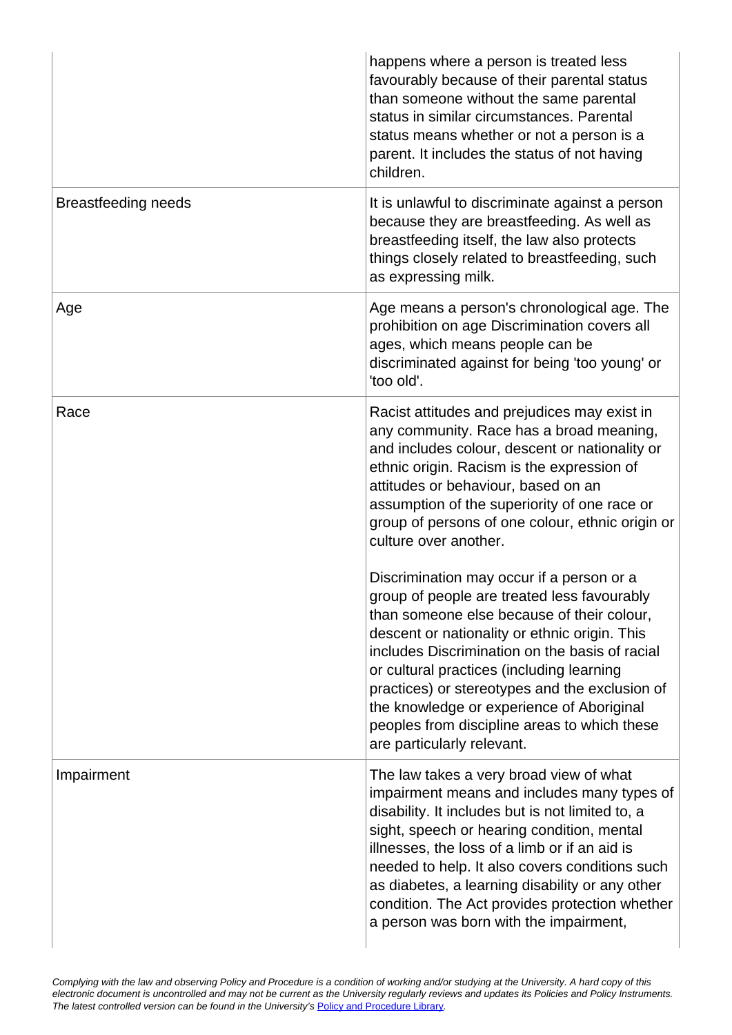| | |
|---|---|
| | happens where a person is treated less favourably because of their parental status than someone without the same parental status in similar circumstances. Parental status means whether or not a person is a parent. It includes the status of not having children. |
| Breastfeeding needs | It is unlawful to discriminate against a person because they are breastfeeding. As well as breastfeeding itself, the law also protects things closely related to breastfeeding, such as expressing milk. |
| Age | Age means a person's chronological age. The prohibition on age Discrimination covers all ages, which means people can be discriminated against for being 'too young' or 'too old'. |
| Race | Racist attitudes and prejudices may exist in any community. Race has a broad meaning, and includes colour, descent or nationality or ethnic origin. Racism is the expression of attitudes or behaviour, based on an assumption of the superiority of one race or group of persons of one colour, ethnic origin or culture over another.<br><br>Discrimination may occur if a person or a group of people are treated less favourably than someone else because of their colour, descent or nationality or ethnic origin. This includes Discrimination on the basis of racial or cultural practices (including learning practices) or stereotypes and the exclusion of the knowledge or experience of Aboriginal peoples from discipline areas to which these are particularly relevant. |
| Impairment | The law takes a very broad view of what impairment means and includes many types of disability. It includes but is not limited to, a sight, speech or hearing condition, mental illnesses, the loss of a limb or if an aid is needed to help. It also covers conditions such as diabetes, a learning disability or any other condition. The Act provides protection whether a person was born with the impairment, |

*Complying with the law and observing Policy and Procedure is a condition of working and/or studying at the University. A hard copy of this electronic document is uncontrolled and may not be current as the University regularly reviews and updates its Policies and Policy Instruments. The latest controlled version can be found in the University's [Policy and Procedure Library](#).*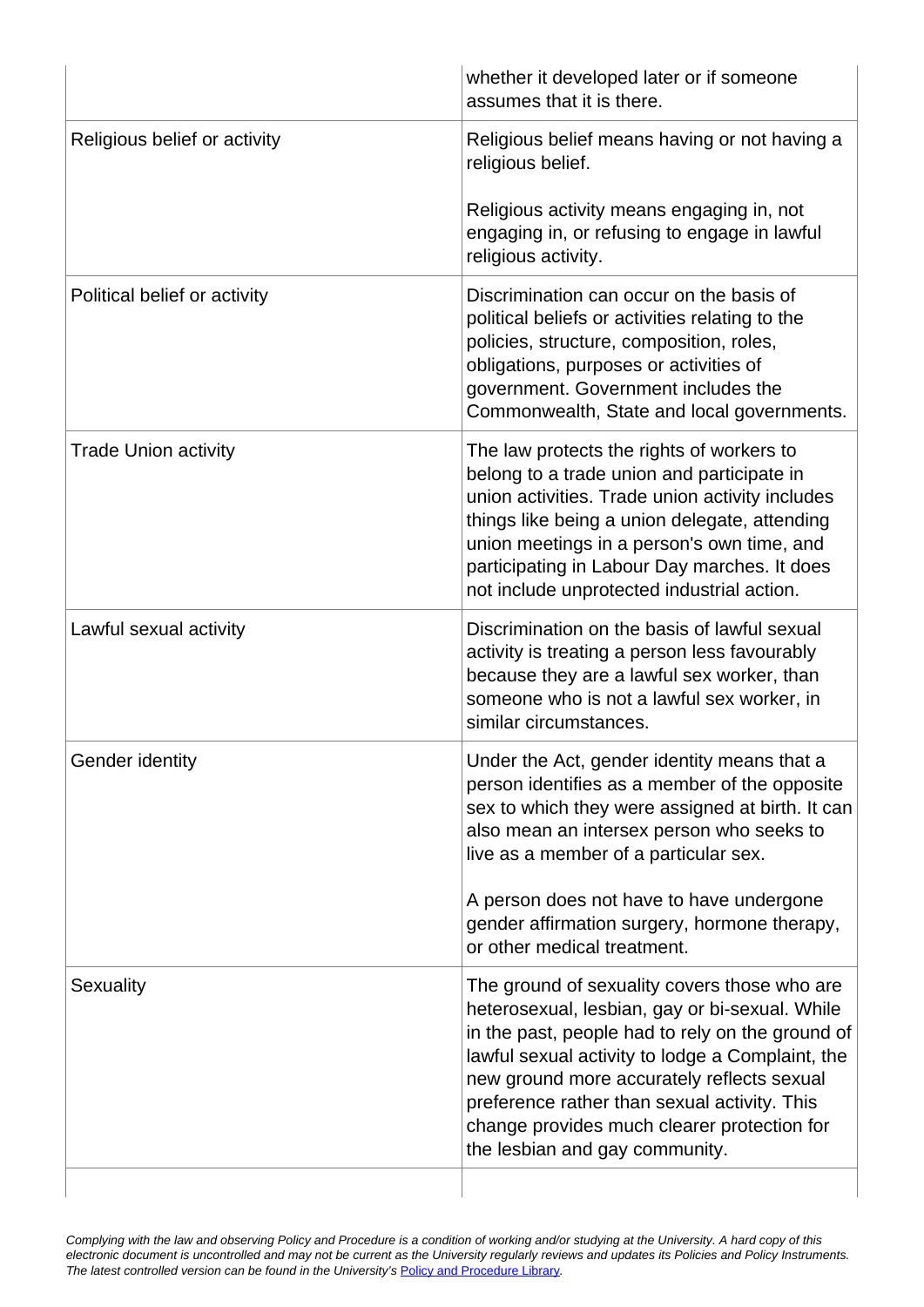| | |
|---|---|
| | whether it developed later or if someone assumes that it is there. |
| Religious belief or activity | Religious belief means having or not having a religious belief.<br><br>Religious activity means engaging in, not engaging in, or refusing to engage in lawful religious activity. |
| Political belief or activity | Discrimination can occur on the basis of political beliefs or activities relating to the policies, structure, composition, roles, obligations, purposes or activities of government. Government includes the Commonwealth, State and local governments. |
| Trade Union activity | The law protects the rights of workers to belong to a trade union and participate in union activities. Trade union activity includes things like being a union delegate, attending union meetings in a person's own time, and participating in Labour Day marches. It does not include unprotected industrial action. |
| Lawful sexual activity | Discrimination on the basis of lawful sexual activity is treating a person less favourably because they are a lawful sex worker, than someone who is not a lawful sex worker, in similar circumstances. |
| Gender identity | Under the Act, gender identity means that a person identifies as a member of the opposite sex to which they were assigned at birth. It can also mean an intersex person who seeks to live as a member of a particular sex.<br><br>A person does not have to have undergone gender affirmation surgery, hormone therapy, or other medical treatment. |
| Sexuality | The ground of sexuality covers those who are heterosexual, lesbian, gay or bi-sexual. While in the past, people had to rely on the ground of lawful sexual activity to lodge a Complaint, the new ground more accurately reflects sexual preference rather than sexual activity. This change provides much clearer protection for the lesbian and gay community. |
| | |

*Complying with the law and observing Policy and Procedure is a condition of working and/or studying at the University. A hard copy of this electronic document is uncontrolled and may not be current as the University regularly reviews and updates its Policies and Policy Instruments. The latest controlled version can be found in the University's Policy and Procedure Library.*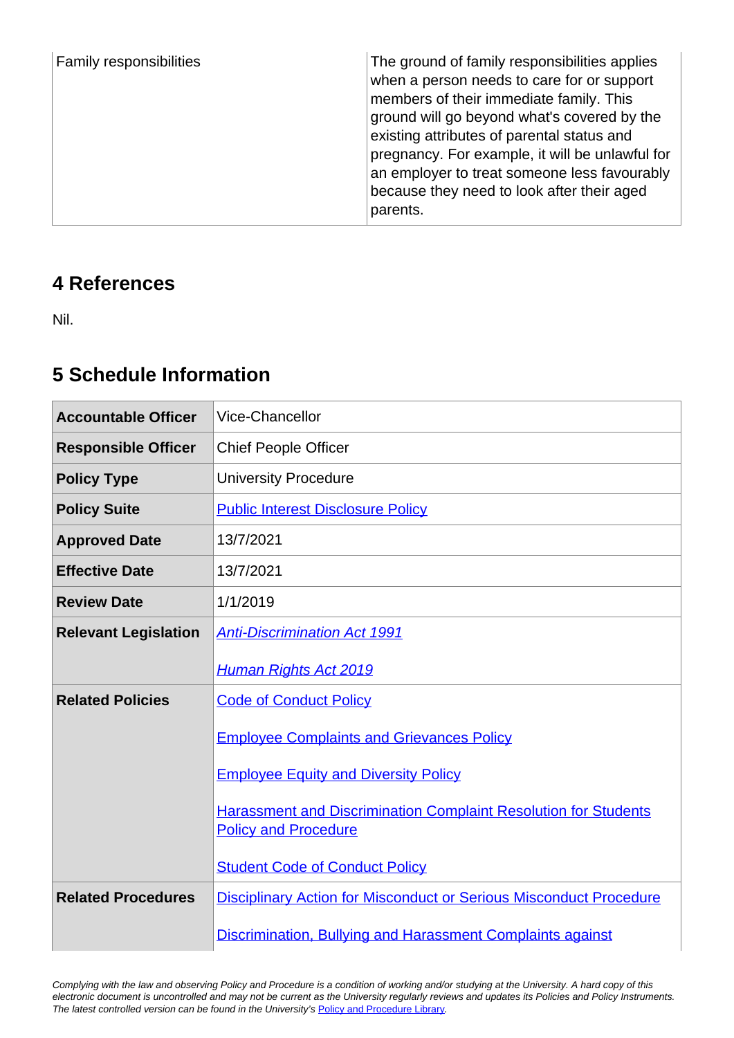| | |
|---|---|
| Family responsibilities | The ground of family responsibilities applies when a person needs to care for or support members of their immediate family. This ground will go beyond what's covered by the existing attributes of parental status and pregnancy. For example, it will be unlawful for an employer to treat someone less favourably because they need to look after their aged parents. |

## 4 References

Nil.

## 5 Schedule Information

| | |
|---|---|
| **Accountable Officer** | Vice-Chancellor |
| **Responsible Officer** | Chief People Officer |
| **Policy Type** | University Procedure |
| **Policy Suite** | Public Interest Disclosure Policy |
| **Approved Date** | 13/7/2021 |
| **Effective Date** | 13/7/2021 |
| **Review Date** | 1/1/2019 |
| **Relevant Legislation** | *Anti-Discrimination Act 1991*<br><br>*Human Rights Act 2019* |
| **Related Policies** | Code of Conduct Policy<br><br>Employee Complaints and Grievances Policy<br><br>Employee Equity and Diversity Policy<br><br>Harassment and Discrimination Complaint Resolution for Students Policy and Procedure<br><br>Student Code of Conduct Policy |
| **Related Procedures** | Disciplinary Action for Misconduct or Serious Misconduct Procedure<br><br>Discrimination, Bullying and Harassment Complaints against |

*Complying with the law and observing Policy and Procedure is a condition of working and/or studying at the University. A hard copy of this electronic document is uncontrolled and may not be current as the University regularly reviews and updates its Policies and Policy Instruments. The latest controlled version can be found in the University's Policy and Procedure Library.*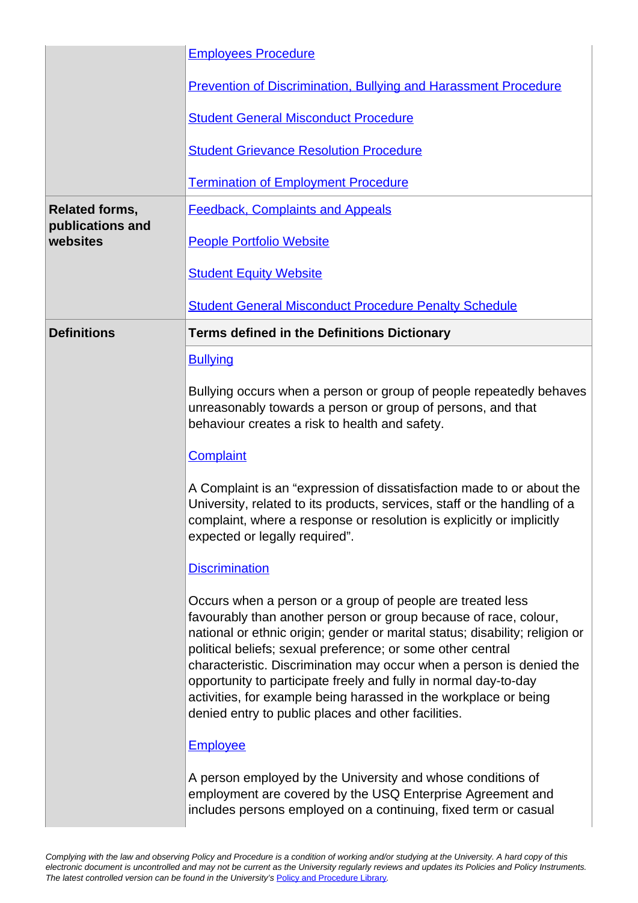| | |
|---|---|
| | Employees Procedure<br><br>Prevention of Discrimination, Bullying and Harassment Procedure<br><br>Student General Misconduct Procedure<br><br>Student Grievance Resolution Procedure<br><br>Termination of Employment Procedure |
| **Related forms, publications and websites** | Feedback, Complaints and Appeals<br><br>People Portfolio Website<br><br>Student Equity Website<br><br>Student General Misconduct Procedure Penalty Schedule |
| **Definitions** | **Terms defined in the Definitions Dictionary** |
| | Bullying<br><br>Bullying occurs when a person or group of people repeatedly behaves unreasonably towards a person or group of persons, and that behaviour creates a risk to health and safety.<br><br>Complaint<br><br>A Complaint is an "expression of dissatisfaction made to or about the University, related to its products, services, staff or the handling of a complaint, where a response or resolution is explicitly or implicitly expected or legally required".<br><br>Discrimination<br><br>Occurs when a person or a group of people are treated less favourably than another person or group because of race, colour, national or ethnic origin; gender or marital status; disability; religion or political beliefs; sexual preference; or some other central characteristic. Discrimination may occur when a person is denied the opportunity to participate freely and fully in normal day-to-day activities, for example being harassed in the workplace or being denied entry to public places and other facilities.<br><br>Employee<br><br>A person employed by the University and whose conditions of employment are covered by the USQ Enterprise Agreement and includes persons employed on a continuing, fixed term or casual |

*Complying with the law and observing Policy and Procedure is a condition of working and/or studying at the University. A hard copy of this electronic document is uncontrolled and may not be current as the University regularly reviews and updates its Policies and Policy Instruments. The latest controlled version can be found in the University's Policy and Procedure Library.*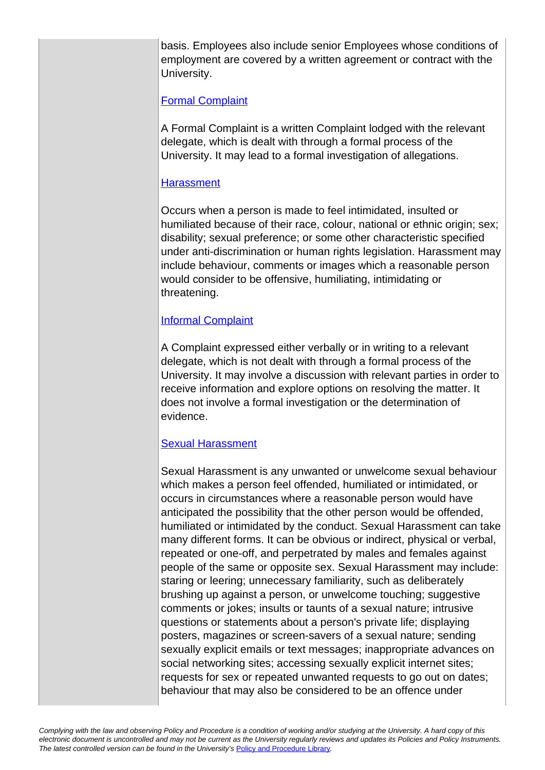basis. Employees also include senior Employees whose conditions of employment are covered by a written agreement or contract with the University.

Formal Complaint

A Formal Complaint is a written Complaint lodged with the relevant delegate, which is dealt with through a formal process of the University. It may lead to a formal investigation of allegations.

Harassment

Occurs when a person is made to feel intimidated, insulted or humiliated because of their race, colour, national or ethnic origin; sex; disability; sexual preference; or some other characteristic specified under anti-discrimination or human rights legislation. Harassment may include behaviour, comments or images which a reasonable person would consider to be offensive, humiliating, intimidating or threatening.

Informal Complaint

A Complaint expressed either verbally or in writing to a relevant delegate, which is not dealt with through a formal process of the University. It may involve a discussion with relevant parties in order to receive information and explore options on resolving the matter. It does not involve a formal investigation or the determination of evidence.

Sexual Harassment

Sexual Harassment is any unwanted or unwelcome sexual behaviour which makes a person feel offended, humiliated or intimidated, or occurs in circumstances where a reasonable person would have anticipated the possibility that the other person would be offended, humiliated or intimidated by the conduct. Sexual Harassment can take many different forms. It can be obvious or indirect, physical or verbal, repeated or one-off, and perpetrated by males and females against people of the same or opposite sex. Sexual Harassment may include: staring or leering; unnecessary familiarity, such as deliberately brushing up against a person, or unwelcome touching; suggestive comments or jokes; insults or taunts of a sexual nature; intrusive questions or statements about a person's private life; displaying posters, magazines or screen-savers of a sexual nature; sending sexually explicit emails or text messages; inappropriate advances on social networking sites; accessing sexually explicit internet sites; requests for sex or repeated unwanted requests to go out on dates; behaviour that may also be considered to be an offence under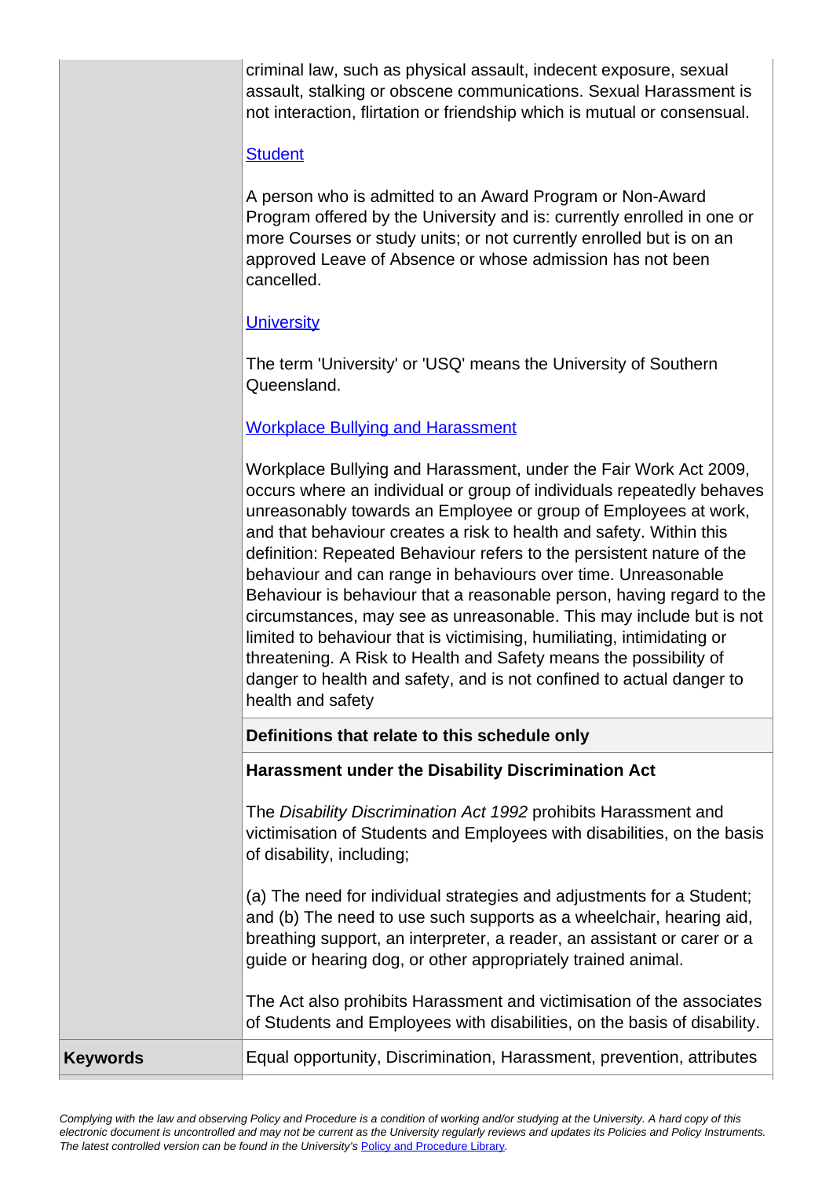| | |
|---|---|
| | criminal law, such as physical assault, indecent exposure, sexual assault, stalking or obscene communications. Sexual Harassment is not interaction, flirtation or friendship which is mutual or consensual.<br><br>[Student](#)<br><br>A person who is admitted to an Award Program or Non-Award Program offered by the University and is: currently enrolled in one or more Courses or study units; or not currently enrolled but is on an approved Leave of Absence or whose admission has not been cancelled.<br><br>[University](#)<br><br>The term 'University' or 'USQ' means the University of Southern Queensland.<br><br>[Workplace Bullying and Harassment](#)<br><br>Workplace Bullying and Harassment, under the Fair Work Act 2009, occurs where an individual or group of individuals repeatedly behaves unreasonably towards an Employee or group of Employees at work, and that behaviour creates a risk to health and safety. Within this definition: Repeated Behaviour refers to the persistent nature of the behaviour and can range in behaviours over time. Unreasonable Behaviour is behaviour that a reasonable person, having regard to the circumstances, may see as unreasonable. This may include but is not limited to behaviour that is victimising, humiliating, intimidating or threatening. A Risk to Health and Safety means the possibility of danger to health and safety, and is not confined to actual danger to health and safety |
| | **Definitions that relate to this schedule only** |
| | **Harassment under the Disability Discrimination Act**<br><br>The *Disability Discrimination Act 1992* prohibits Harassment and victimisation of Students and Employees with disabilities, on the basis of disability, including;<br><br>(a) The need for individual strategies and adjustments for a Student; and (b) The need to use such supports as a wheelchair, hearing aid, breathing support, an interpreter, a reader, an assistant or carer or a guide or hearing dog, or other appropriately trained animal.<br><br>The Act also prohibits Harassment and victimisation of the associates of Students and Employees with disabilities, on the basis of disability. |
| **Keywords** | Equal opportunity, Discrimination, Harassment, prevention, attributes |

*Complying with the law and observing Policy and Procedure is a condition of working and/or studying at the University. A hard copy of this electronic document is uncontrolled and may not be current as the University regularly reviews and updates its Policies and Policy Instruments. The latest controlled version can be found in the University's [Policy and Procedure Library](#).*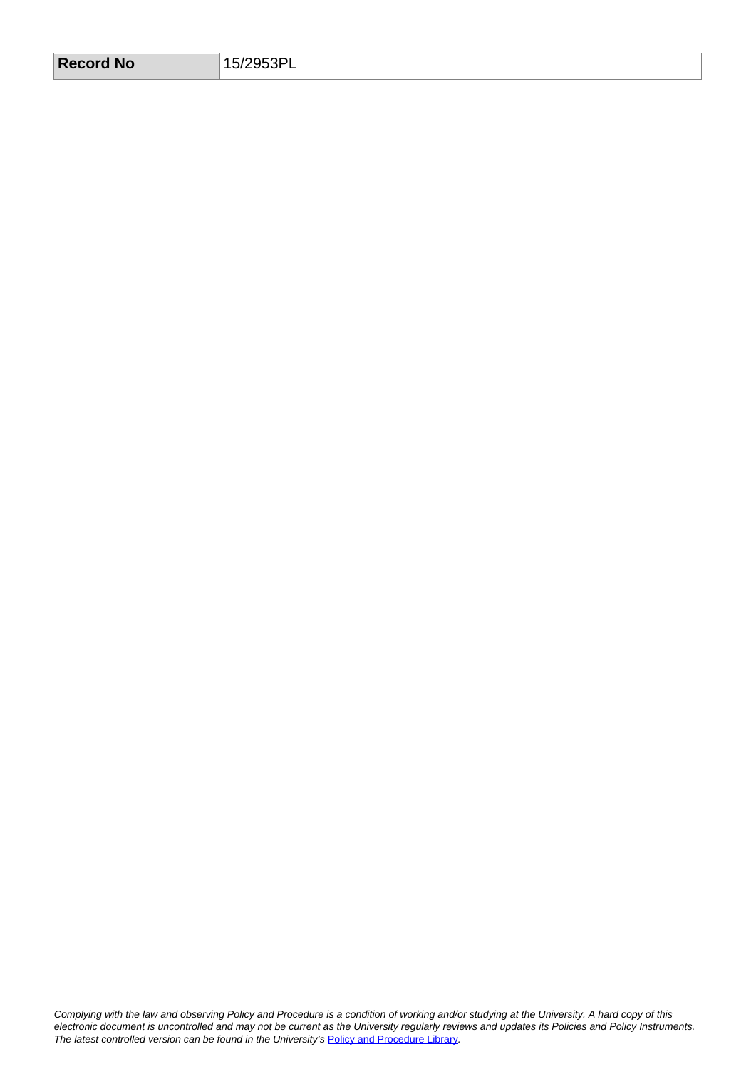| | |
|---|---|
| **Record No** | 15/2953PL |